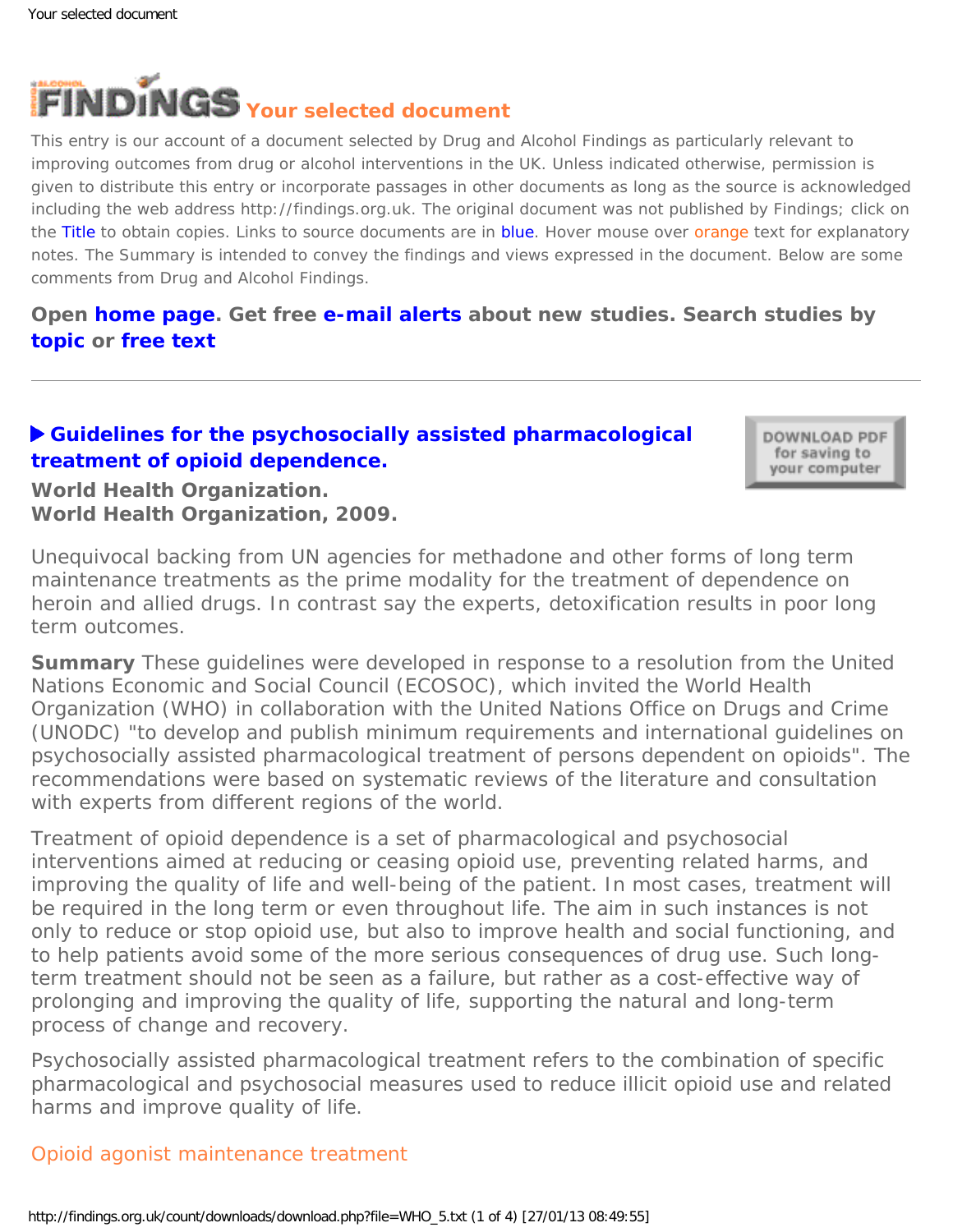# FINDINGS Your selected document

This entry is our account of a document selected by Drug and Alcohol Findings as particularly relevant to improving outcomes from drug or alcohol interventions in the UK. Unless indicated otherwise, permission is given to distribute this entry or incorporate passages in other documents as long as the source is acknowledged including the web address http://findings.org.uk. The original document was not published by Findings; click on the Title to obtain copies. Links to source documents are in blue. Hover mouse over orange text for explanatory notes. The Summary is intended to convey the findings and views expressed in the document. Below are some comments from Drug and Alcohol Findings.

**Open home page. Get free e-mail alerts about new studies. Search studies by topic or free text**

---

## ▶ Guidelines for the psychosocially assisted pharmacological treatment of opioid dependence.

DOWNLOAD PDF for saving to your computer

**World Health Organization.**
**World Health Organization, 2009.**

Unequivocal backing from UN agencies for methadone and other forms of long term maintenance treatments as the prime modality for the treatment of dependence on heroin and allied drugs. In contrast say the experts, detoxification results in poor long term outcomes.

**Summary** These guidelines were developed in response to a resolution from the United Nations Economic and Social Council (ECOSOC), which invited the World Health Organization (WHO) in collaboration with the United Nations Office on Drugs and Crime (UNODC) "to develop and publish minimum requirements and international guidelines on psychosocially assisted pharmacological treatment of persons dependent on opioids". The recommendations were based on systematic reviews of the literature and consultation with experts from different regions of the world.

Treatment of opioid dependence is a set of pharmacological and psychosocial interventions aimed at reducing or ceasing opioid use, preventing related harms, and improving the quality of life and well-being of the patient. In most cases, treatment will be required in the long term or even throughout life. The aim in such instances is not only to reduce or stop opioid use, but also to improve health and social functioning, and to help patients avoid some of the more serious consequences of drug use. Such long-term treatment should not be seen as a failure, but rather as a cost-effective way of prolonging and improving the quality of life, supporting the natural and long-term process of change and recovery.

Psychosocially assisted pharmacological treatment refers to the combination of specific pharmacological and psychosocial measures used to reduce illicit opioid use and related harms and improve quality of life.

Opioid agonist maintenance treatment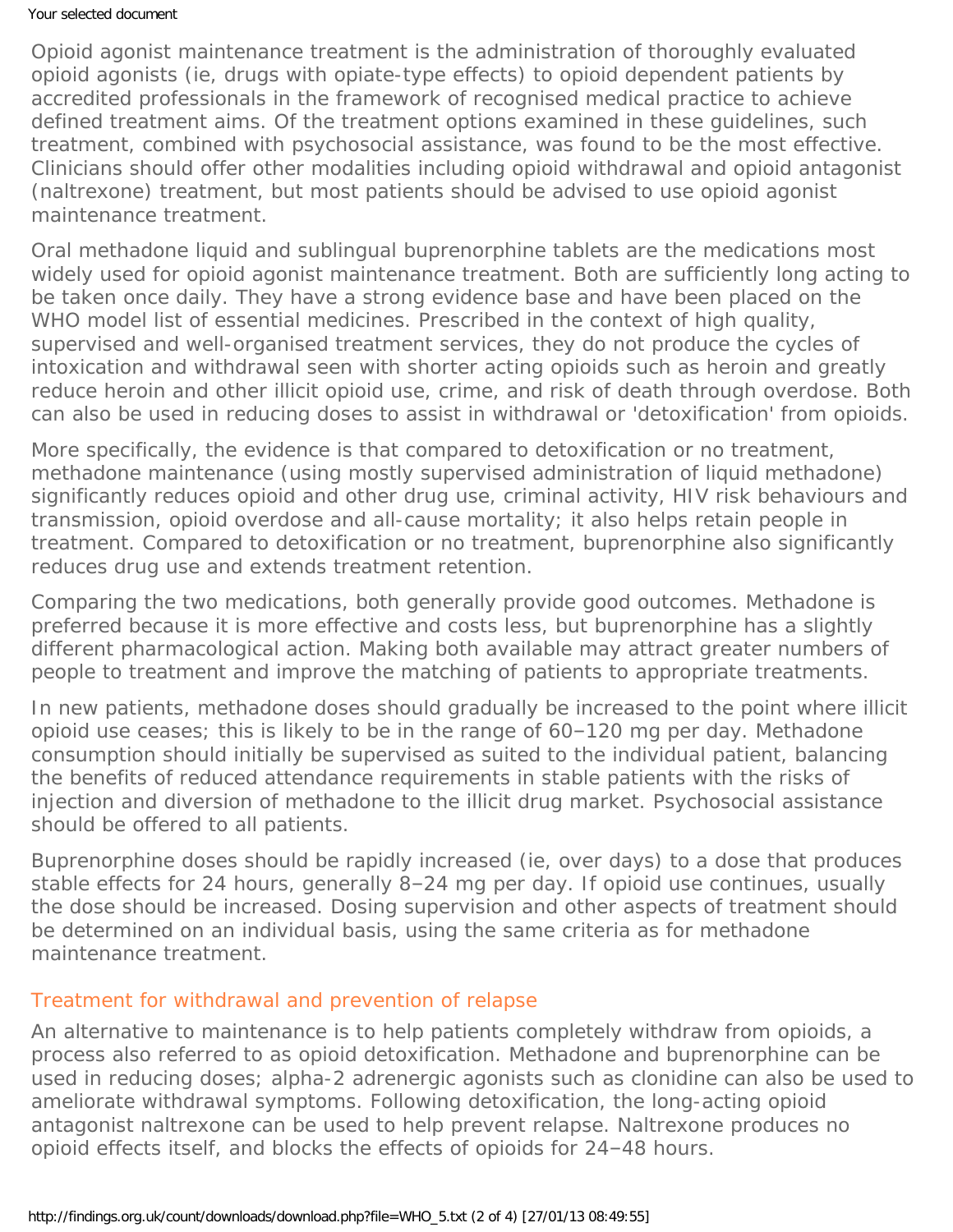Opioid agonist maintenance treatment is the administration of thoroughly evaluated opioid agonists (ie, drugs with opiate-type effects) to opioid dependent patients by accredited professionals in the framework of recognised medical practice to achieve defined treatment aims. Of the treatment options examined in these guidelines, such treatment, combined with psychosocial assistance, was found to be the most effective. Clinicians should offer other modalities including opioid withdrawal and opioid antagonist (naltrexone) treatment, but most patients should be advised to use opioid agonist maintenance treatment.

Oral methadone liquid and sublingual buprenorphine tablets are the medications most widely used for opioid agonist maintenance treatment. Both are sufficiently long acting to be taken once daily. They have a strong evidence base and have been placed on the WHO model list of essential medicines. Prescribed in the context of high quality, supervised and well-organised treatment services, they do not produce the cycles of intoxication and withdrawal seen with shorter acting opioids such as heroin and greatly reduce heroin and other illicit opioid use, crime, and risk of death through overdose. Both can also be used in reducing doses to assist in withdrawal or 'detoxification' from opioids.

More specifically, the evidence is that compared to detoxification or no treatment, methadone maintenance (using mostly supervised administration of liquid methadone) significantly reduces opioid and other drug use, criminal activity, HIV risk behaviours and transmission, opioid overdose and all-cause mortality; it also helps retain people in treatment. Compared to detoxification or no treatment, buprenorphine also significantly reduces drug use and extends treatment retention.

Comparing the two medications, both generally provide good outcomes. Methadone is preferred because it is more effective and costs less, but buprenorphine has a slightly different pharmacological action. Making both available may attract greater numbers of people to treatment and improve the matching of patients to appropriate treatments.

In new patients, methadone doses should gradually be increased to the point where illicit opioid use ceases; this is likely to be in the range of 60–120 mg per day. Methadone consumption should initially be supervised as suited to the individual patient, balancing the benefits of reduced attendance requirements in stable patients with the risks of injection and diversion of methadone to the illicit drug market. Psychosocial assistance should be offered to all patients.

Buprenorphine doses should be rapidly increased (ie, over days) to a dose that produces stable effects for 24 hours, generally 8–24 mg per day. If opioid use continues, usually the dose should be increased. Dosing supervision and other aspects of treatment should be determined on an individual basis, using the same criteria as for methadone maintenance treatment.

## Treatment for withdrawal and prevention of relapse

An alternative to maintenance is to help patients completely withdraw from opioids, a process also referred to as opioid detoxification. Methadone and buprenorphine can be used in reducing doses; alpha-2 adrenergic agonists such as clonidine can also be used to ameliorate withdrawal symptoms. Following detoxification, the long-acting opioid antagonist naltrexone can be used to help prevent relapse. Naltrexone produces no opioid effects itself, and blocks the effects of opioids for 24–48 hours.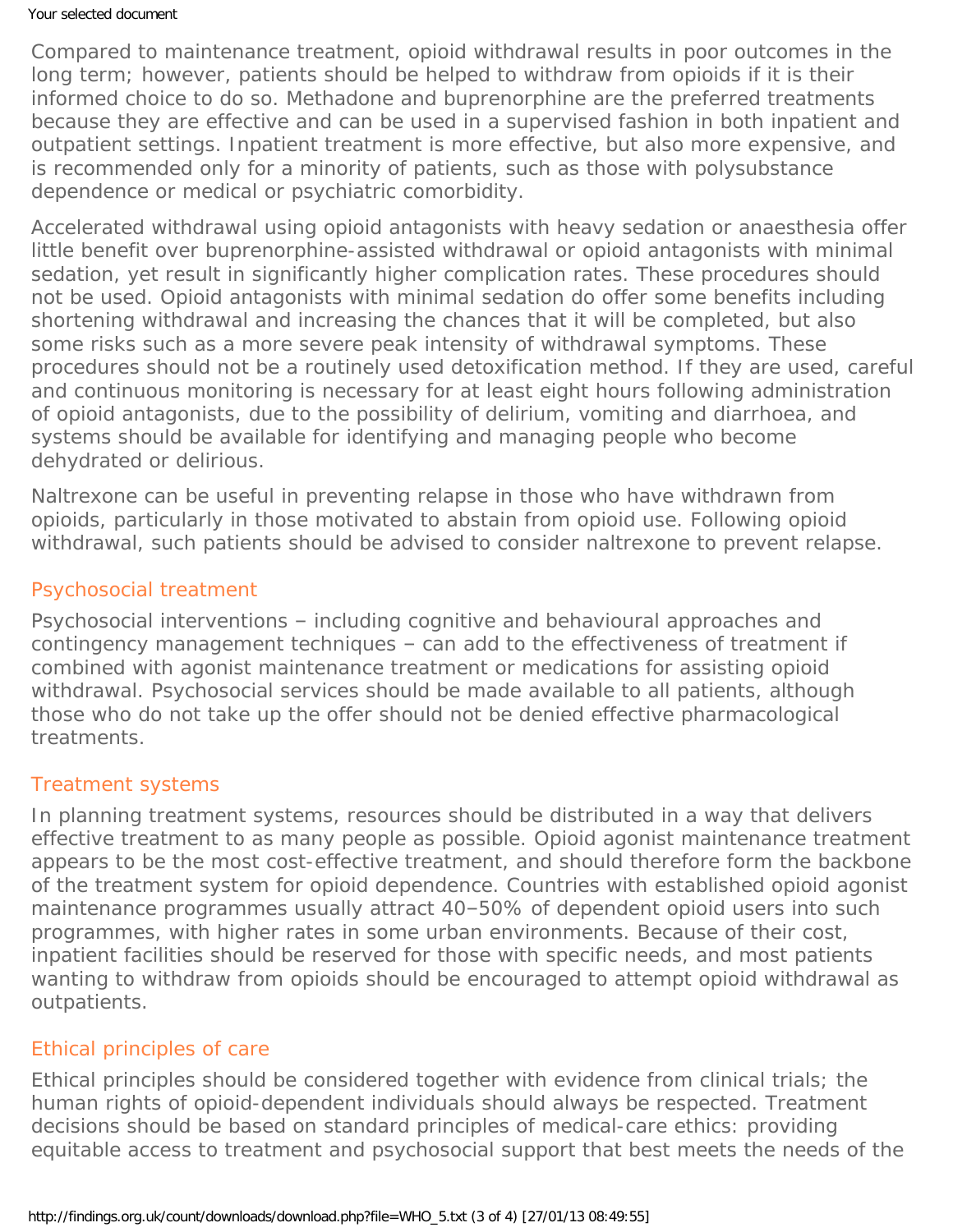Compared to maintenance treatment, opioid withdrawal results in poor outcomes in the long term; however, patients should be helped to withdraw from opioids if it is their informed choice to do so. Methadone and buprenorphine are the preferred treatments because they are effective and can be used in a supervised fashion in both inpatient and outpatient settings. Inpatient treatment is more effective, but also more expensive, and is recommended only for a minority of patients, such as those with polysubstance dependence or medical or psychiatric comorbidity.

Accelerated withdrawal using opioid antagonists with heavy sedation or anaesthesia offer little benefit over buprenorphine-assisted withdrawal or opioid antagonists with minimal sedation, yet result in significantly higher complication rates. These procedures should not be used. Opioid antagonists with minimal sedation do offer some benefits including shortening withdrawal and increasing the chances that it will be completed, but also some risks such as a more severe peak intensity of withdrawal symptoms. These procedures should not be a routinely used detoxification method. If they are used, careful and continuous monitoring is necessary for at least eight hours following administration of opioid antagonists, due to the possibility of delirium, vomiting and diarrhoea, and systems should be available for identifying and managing people who become dehydrated or delirious.

Naltrexone can be useful in preventing relapse in those who have withdrawn from opioids, particularly in those motivated to abstain from opioid use. Following opioid withdrawal, such patients should be advised to consider naltrexone to prevent relapse.

## Psychosocial treatment

Psychosocial interventions – including cognitive and behavioural approaches and contingency management techniques – can add to the effectiveness of treatment if combined with agonist maintenance treatment or medications for assisting opioid withdrawal. Psychosocial services should be made available to all patients, although those who do not take up the offer should not be denied effective pharmacological treatments.

## Treatment systems

In planning treatment systems, resources should be distributed in a way that delivers effective treatment to as many people as possible. Opioid agonist maintenance treatment appears to be the most cost-effective treatment, and should therefore form the backbone of the treatment system for opioid dependence. Countries with established opioid agonist maintenance programmes usually attract 40–50% of dependent opioid users into such programmes, with higher rates in some urban environments. Because of their cost, inpatient facilities should be reserved for those with specific needs, and most patients wanting to withdraw from opioids should be encouraged to attempt opioid withdrawal as outpatients.

## Ethical principles of care

Ethical principles should be considered together with evidence from clinical trials; the human rights of opioid-dependent individuals should always be respected. Treatment decisions should be based on standard principles of medical-care ethics: providing equitable access to treatment and psychosocial support that best meets the needs of the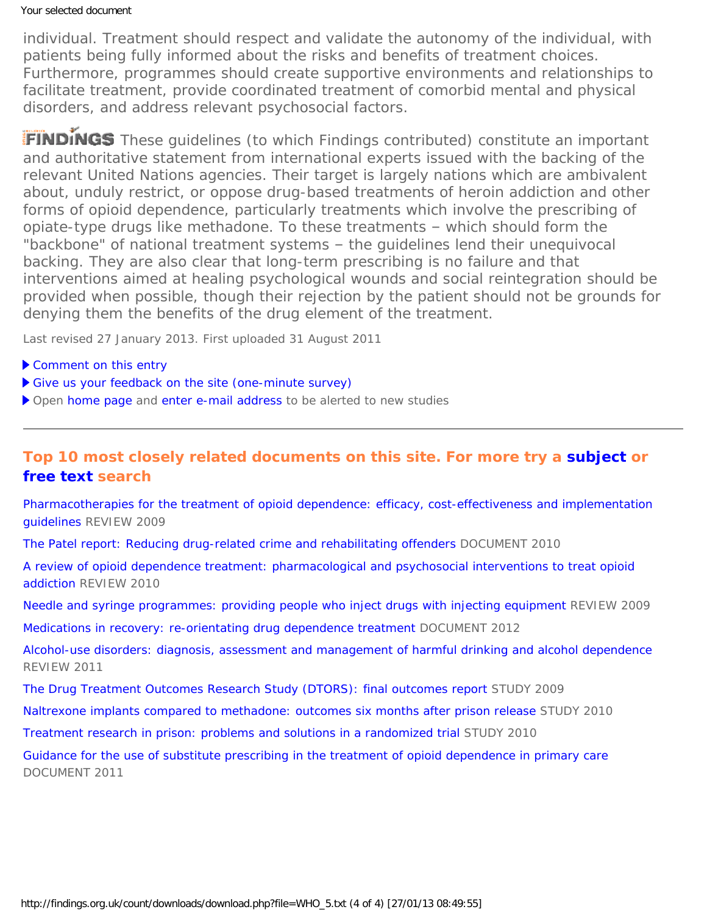individual. Treatment should respect and validate the autonomy of the individual, with patients being fully informed about the risks and benefits of treatment choices. Furthermore, programmes should create supportive environments and relationships to facilitate treatment, provide coordinated treatment of comorbid mental and physical disorders, and address relevant psychosocial factors.

FINDINGS These guidelines (to which Findings contributed) constitute an important and authoritative statement from international experts issued with the backing of the relevant United Nations agencies. Their target is largely nations which are ambivalent about, unduly restrict, or oppose drug-based treatments of heroin addiction and other forms of opioid dependence, particularly treatments which involve the prescribing of opiate-type drugs like methadone. To these treatments – which should form the "backbone" of national treatment systems – the guidelines lend their unequivocal backing. They are also clear that long-term prescribing is no failure and that interventions aimed at healing psychological wounds and social reintegration should be provided when possible, though their rejection by the patient should not be grounds for denying them the benefits of the drug element of the treatment.

Last revised 27 January 2013. First uploaded 31 August 2011

- Comment on this entry
- Give us your feedback on the site (one-minute survey)
- Open home page and enter e-mail address to be alerted to new studies

---

## Top 10 most closely related documents on this site. For more try a subject or free text search

Pharmacotherapies for the treatment of opioid dependence: efficacy, cost-effectiveness and implementation guidelines REVIEW 2009

The Patel report: Reducing drug-related crime and rehabilitating offenders DOCUMENT 2010

A review of opioid dependence treatment: pharmacological and psychosocial interventions to treat opioid addiction REVIEW 2010

Needle and syringe programmes: providing people who inject drugs with injecting equipment REVIEW 2009

Medications in recovery: re-orientating drug dependence treatment DOCUMENT 2012

Alcohol-use disorders: diagnosis, assessment and management of harmful drinking and alcohol dependence REVIEW 2011

The Drug Treatment Outcomes Research Study (DTORS): final outcomes report STUDY 2009

Naltrexone implants compared to methadone: outcomes six months after prison release STUDY 2010

Treatment research in prison: problems and solutions in a randomized trial STUDY 2010

Guidance for the use of substitute prescribing in the treatment of opioid dependence in primary care DOCUMENT 2011